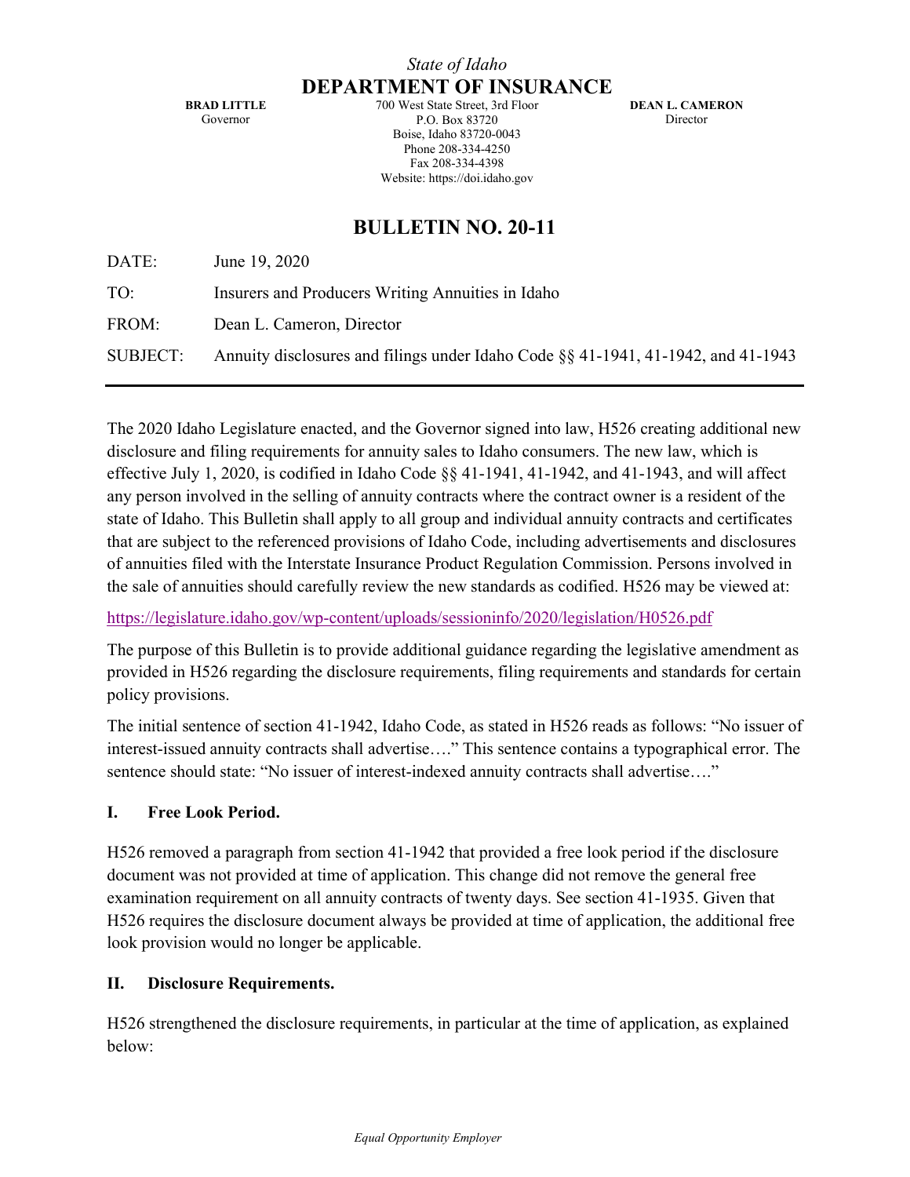*State of Idaho*

**DEPARTMENT OF INSURANCE**

**BRAD LITTLE**
Governor

700 West State Street, 3rd Floor
P.O. Box 83720
Boise, Idaho 83720-0043
Phone 208-334-4250
Fax 208-334-4398
Website: https://doi.idaho.gov

**DEAN L. CAMERON**
Director

# BULLETIN NO. 20-11

DATE: June 19, 2020

TO: Insurers and Producers Writing Annuities in Idaho

FROM: Dean L. Cameron, Director

SUBJECT: Annuity disclosures and filings under Idaho Code §§ 41-1941, 41-1942, and 41-1943

---

The 2020 Idaho Legislature enacted, and the Governor signed into law, H526 creating additional new disclosure and filing requirements for annuity sales to Idaho consumers. The new law, which is effective July 1, 2020, is codified in Idaho Code §§ 41-1941, 41-1942, and 41-1943, and will affect any person involved in the selling of annuity contracts where the contract owner is a resident of the state of Idaho. This Bulletin shall apply to all group and individual annuity contracts and certificates that are subject to the referenced provisions of Idaho Code, including advertisements and disclosures of annuities filed with the Interstate Insurance Product Regulation Commission. Persons involved in the sale of annuities should carefully review the new standards as codified. H526 may be viewed at:

https://legislature.idaho.gov/wp-content/uploads/sessioninfo/2020/legislation/H0526.pdf

The purpose of this Bulletin is to provide additional guidance regarding the legislative amendment as provided in H526 regarding the disclosure requirements, filing requirements and standards for certain policy provisions.

The initial sentence of section 41-1942, Idaho Code, as stated in H526 reads as follows: "No issuer of interest-issued annuity contracts shall advertise…." This sentence contains a typographical error. The sentence should state: "No issuer of interest-indexed annuity contracts shall advertise…."

## I. Free Look Period.

H526 removed a paragraph from section 41-1942 that provided a free look period if the disclosure document was not provided at time of application. This change did not remove the general free examination requirement on all annuity contracts of twenty days. See section 41-1935. Given that H526 requires the disclosure document always be provided at time of application, the additional free look provision would no longer be applicable.

## II. Disclosure Requirements.

H526 strengthened the disclosure requirements, in particular at the time of application, as explained below: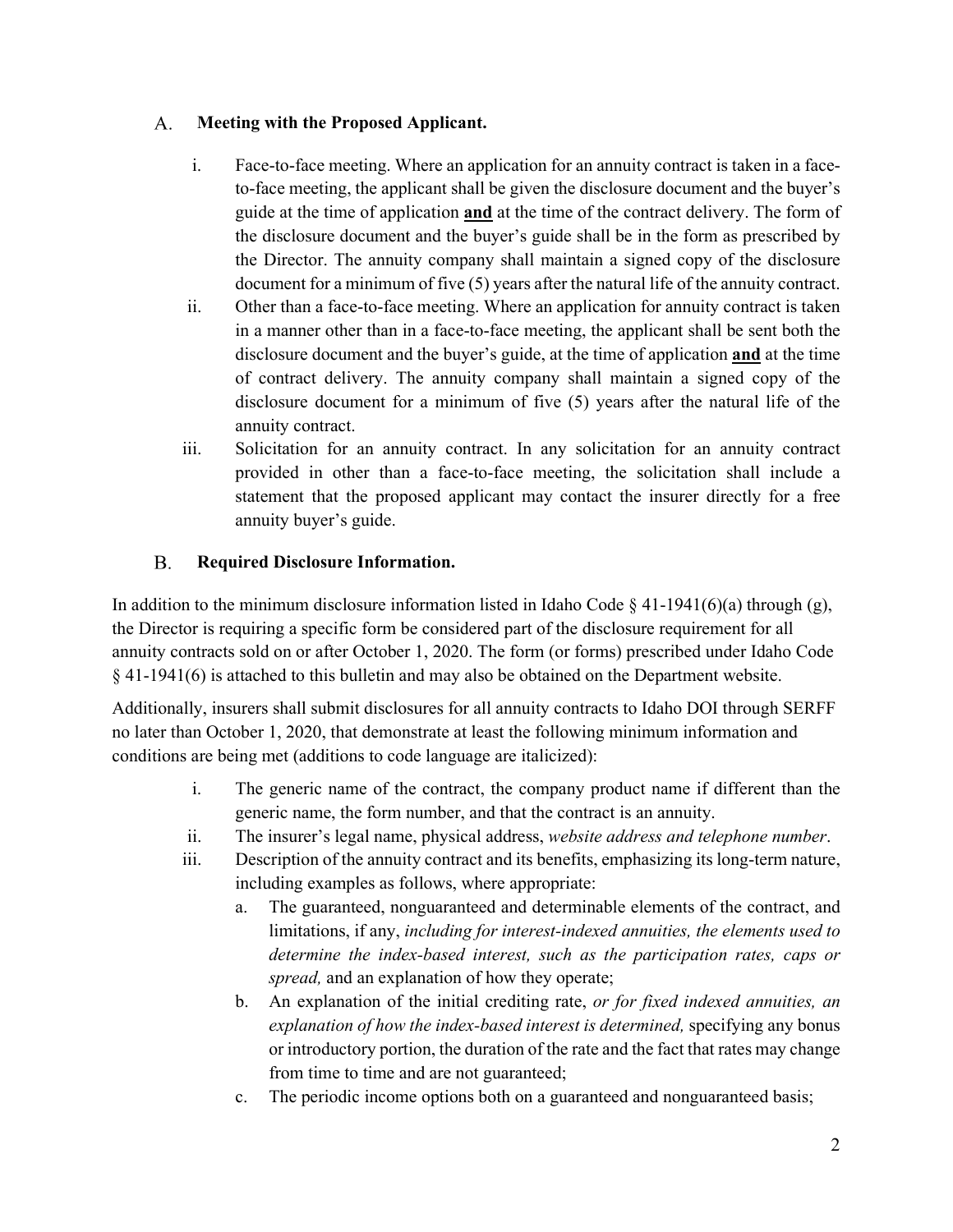## A. Meeting with the Proposed Applicant.

i. Face-to-face meeting. Where an application for an annuity contract is taken in a face-to-face meeting, the applicant shall be given the disclosure document and the buyer's guide at the time of application **and** at the time of the contract delivery. The form of the disclosure document and the buyer's guide shall be in the form as prescribed by the Director. The annuity company shall maintain a signed copy of the disclosure document for a minimum of five (5) years after the natural life of the annuity contract.

ii. Other than a face-to-face meeting. Where an application for annuity contract is taken in a manner other than in a face-to-face meeting, the applicant shall be sent both the disclosure document and the buyer's guide, at the time of application **and** at the time of contract delivery. The annuity company shall maintain a signed copy of the disclosure document for a minimum of five (5) years after the natural life of the annuity contract.

iii. Solicitation for an annuity contract. In any solicitation for an annuity contract provided in other than a face-to-face meeting, the solicitation shall include a statement that the proposed applicant may contact the insurer directly for a free annuity buyer's guide.

## B. Required Disclosure Information.

In addition to the minimum disclosure information listed in Idaho Code § 41-1941(6)(a) through (g), the Director is requiring a specific form be considered part of the disclosure requirement for all annuity contracts sold on or after October 1, 2020. The form (or forms) prescribed under Idaho Code § 41-1941(6) is attached to this bulletin and may also be obtained on the Department website.

Additionally, insurers shall submit disclosures for all annuity contracts to Idaho DOI through SERFF no later than October 1, 2020, that demonstrate at least the following minimum information and conditions are being met (additions to code language are italicized):

i. The generic name of the contract, the company product name if different than the generic name, the form number, and that the contract is an annuity.

ii. The insurer's legal name, physical address, *website address and telephone number*.

iii. Description of the annuity contract and its benefits, emphasizing its long-term nature, including examples as follows, where appropriate:

   a. The guaranteed, nonguaranteed and determinable elements of the contract, and limitations, if any, *including for interest-indexed annuities, the elements used to determine the index-based interest, such as the participation rates, caps or spread,* and an explanation of how they operate;

   b. An explanation of the initial crediting rate, *or for fixed indexed annuities, an explanation of how the index-based interest is determined,* specifying any bonus or introductory portion, the duration of the rate and the fact that rates may change from time to time and are not guaranteed;

   c. The periodic income options both on a guaranteed and nonguaranteed basis;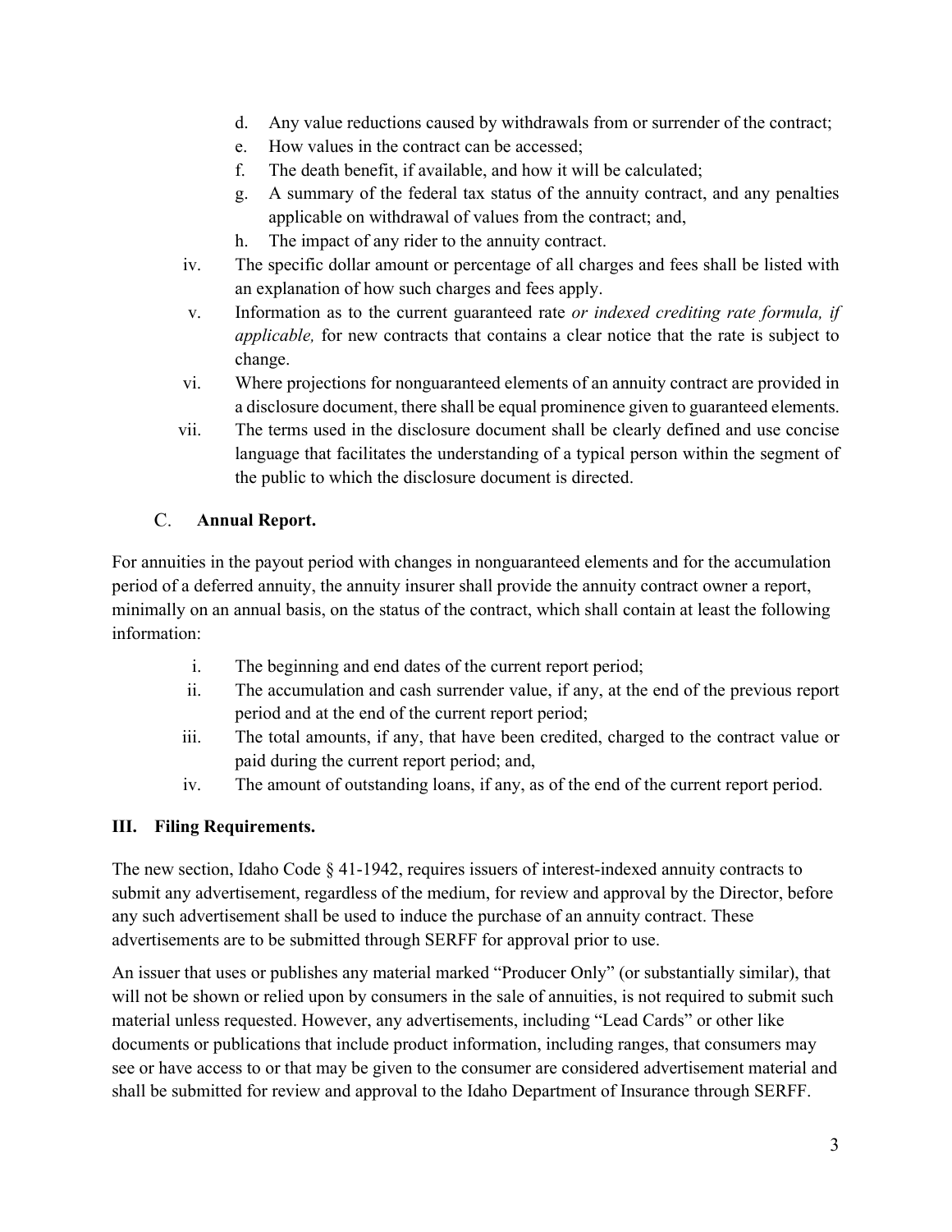d. Any value reductions caused by withdrawals from or surrender of the contract;
e. How values in the contract can be accessed;
f. The death benefit, if available, and how it will be calculated;
g. A summary of the federal tax status of the annuity contract, and any penalties applicable on withdrawal of values from the contract; and,
h. The impact of any rider to the annuity contract.

iv. The specific dollar amount or percentage of all charges and fees shall be listed with an explanation of how such charges and fees apply.

v. Information as to the current guaranteed rate *or indexed crediting rate formula, if applicable,* for new contracts that contains a clear notice that the rate is subject to change.

vi. Where projections for nonguaranteed elements of an annuity contract are provided in a disclosure document, there shall be equal prominence given to guaranteed elements.

vii. The terms used in the disclosure document shall be clearly defined and use concise language that facilitates the understanding of a typical person within the segment of the public to which the disclosure document is directed.

### C. Annual Report.

For annuities in the payout period with changes in nonguaranteed elements and for the accumulation period of a deferred annuity, the annuity insurer shall provide the annuity contract owner a report, minimally on an annual basis, on the status of the contract, which shall contain at least the following information:

i. The beginning and end dates of the current report period;

ii. The accumulation and cash surrender value, if any, at the end of the previous report period and at the end of the current report period;

iii. The total amounts, if any, that have been credited, charged to the contract value or paid during the current report period; and,

iv. The amount of outstanding loans, if any, as of the end of the current report period.

## III. Filing Requirements.

The new section, Idaho Code § 41-1942, requires issuers of interest-indexed annuity contracts to submit any advertisement, regardless of the medium, for review and approval by the Director, before any such advertisement shall be used to induce the purchase of an annuity contract. These advertisements are to be submitted through SERFF for approval prior to use.

An issuer that uses or publishes any material marked "Producer Only" (or substantially similar), that will not be shown or relied upon by consumers in the sale of annuities, is not required to submit such material unless requested. However, any advertisements, including "Lead Cards" or other like documents or publications that include product information, including ranges, that consumers may see or have access to or that may be given to the consumer are considered advertisement material and shall be submitted for review and approval to the Idaho Department of Insurance through SERFF.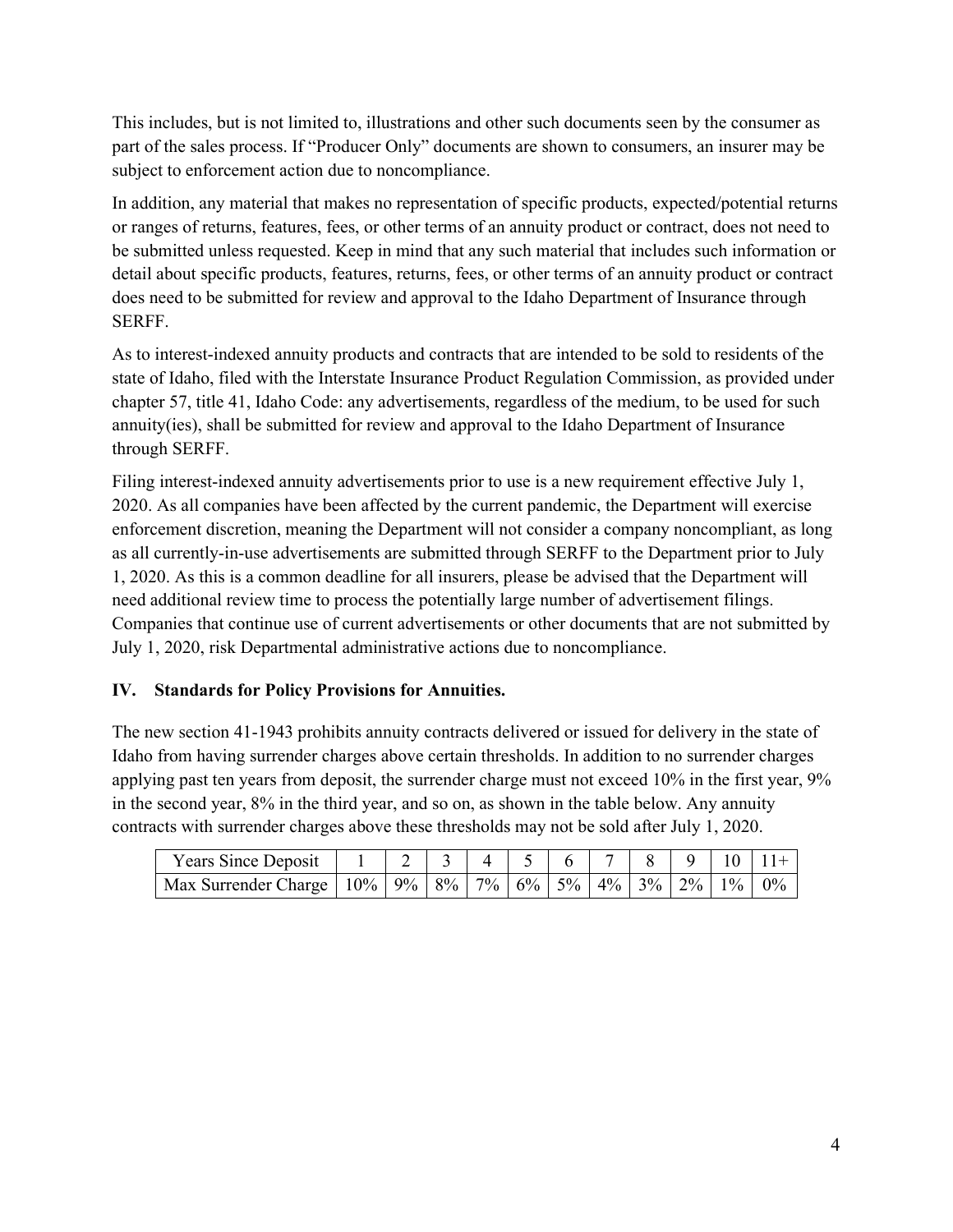This includes, but is not limited to, illustrations and other such documents seen by the consumer as part of the sales process. If "Producer Only" documents are shown to consumers, an insurer may be subject to enforcement action due to noncompliance.

In addition, any material that makes no representation of specific products, expected/potential returns or ranges of returns, features, fees, or other terms of an annuity product or contract, does not need to be submitted unless requested. Keep in mind that any such material that includes such information or detail about specific products, features, returns, fees, or other terms of an annuity product or contract does need to be submitted for review and approval to the Idaho Department of Insurance through SERFF.

As to interest-indexed annuity products and contracts that are intended to be sold to residents of the state of Idaho, filed with the Interstate Insurance Product Regulation Commission, as provided under chapter 57, title 41, Idaho Code: any advertisements, regardless of the medium, to be used for such annuity(ies), shall be submitted for review and approval to the Idaho Department of Insurance through SERFF.

Filing interest-indexed annuity advertisements prior to use is a new requirement effective July 1, 2020. As all companies have been affected by the current pandemic, the Department will exercise enforcement discretion, meaning the Department will not consider a company noncompliant, as long as all currently-in-use advertisements are submitted through SERFF to the Department prior to July 1, 2020. As this is a common deadline for all insurers, please be advised that the Department will need additional review time to process the potentially large number of advertisement filings. Companies that continue use of current advertisements or other documents that are not submitted by July 1, 2020, risk Departmental administrative actions due to noncompliance.

## IV. Standards for Policy Provisions for Annuities.

The new section 41-1943 prohibits annuity contracts delivered or issued for delivery in the state of Idaho from having surrender charges above certain thresholds. In addition to no surrender charges applying past ten years from deposit, the surrender charge must not exceed 10% in the first year, 9% in the second year, 8% in the third year, and so on, as shown in the table below. Any annuity contracts with surrender charges above these thresholds may not be sold after July 1, 2020.

| Years Since Deposit | 1 | 2 | 3 | 4 | 5 | 6 | 7 | 8 | 9 | 10 | 11+ |
|---|---|---|---|---|---|---|---|---|---|---|---|
| Max Surrender Charge | 10% | 9% | 8% | 7% | 6% | 5% | 4% | 3% | 2% | 1% | 0% |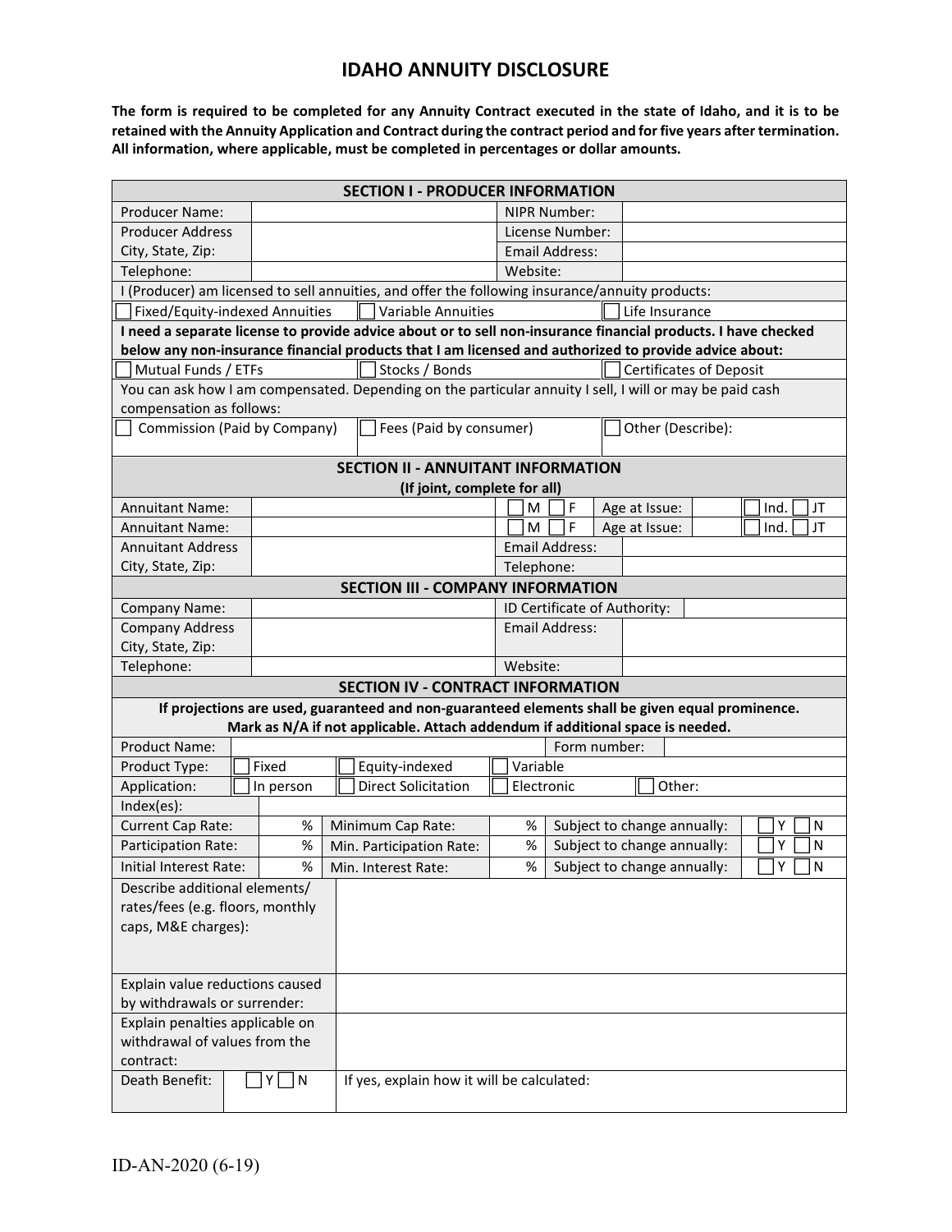# IDAHO ANNUITY DISCLOSURE

**The form is required to be completed for any Annuity Contract executed in the state of Idaho, and it is to be retained with the Annuity Application and Contract during the contract period and for five years after termination. All information, where applicable, must be completed in percentages or dollar amounts.**

## SECTION I - PRODUCER INFORMATION

| | | | |
|---|---|---|---|
| Producer Name: | | NIPR Number: | |
| Producer Address City, State, Zip: | | License Number: | |
| | | Email Address: | |
| Telephone: | | Website: | |

I (Producer) am licensed to sell annuities, and offer the following insurance/annuity products:

- ☐ Fixed/Equity-indexed Annuities
- ☐ Variable Annuities
- ☐ Life Insurance

**I need a separate license to provide advice about or to sell non-insurance financial products. I have checked below any non-insurance financial products that I am licensed and authorized to provide advice about:**

- ☐ Mutual Funds / ETFs
- ☐ Stocks / Bonds
- ☐ Certificates of Deposit

You can ask how I am compensated. Depending on the particular annuity I sell, I will or may be paid cash compensation as follows:

- ☐ Commission (Paid by Company)
- ☐ Fees (Paid by consumer)
- ☐ Other (Describe):

## SECTION II - ANNUITANT INFORMATION

**(If joint, complete for all)**

| | | | | | |
|---|---|---|---|---|---|
| Annuitant Name: | | ☐ M ☐ F | Age at Issue: | | ☐ Ind. ☐ JT |
| Annuitant Name: | | ☐ M ☐ F | Age at Issue: | | ☐ Ind. ☐ JT |
| Annuitant Address City, State, Zip: | | Email Address: | | | |
| | | Telephone: | | | |

## SECTION III - COMPANY INFORMATION

| | | | |
|---|---|---|---|
| Company Name: | | ID Certificate of Authority: | |
| Company Address City, State, Zip: | | Email Address: | |
| Telephone: | | Website: | |

## SECTION IV - CONTRACT INFORMATION

**If projections are used, guaranteed and non-guaranteed elements shall be given equal prominence. Mark as N/A if not applicable. Attach addendum if additional space is needed.**

| | | | | | |
|---|---|---|---|---|---|
| Product Name: | | | | Form number: | |
| Product Type: | ☐ Fixed | ☐ Equity-indexed | ☐ Variable | | |
| Application: | ☐ In person | ☐ Direct Solicitation | ☐ Electronic | ☐ Other: | |
| Index(es): | | | | | |
| Current Cap Rate: | % | Minimum Cap Rate: | % | Subject to change annually: | ☐ Y ☐ N |
| Participation Rate: | % | Min. Participation Rate: | % | Subject to change annually: | ☐ Y ☐ N |
| Initial Interest Rate: | % | Min. Interest Rate: | % | Subject to change annually: | ☐ Y ☐ N |

| | |
|---|---|
| Describe additional elements/ rates/fees (e.g. floors, monthly caps, M&E charges): | |
| Explain value reductions caused by withdrawals or surrender: | |
| Explain penalties applicable on withdrawal of values from the contract: | |
| Death Benefit: ☐ Y ☐ N | If yes, explain how it will be calculated: |

ID-AN-2020 (6-19)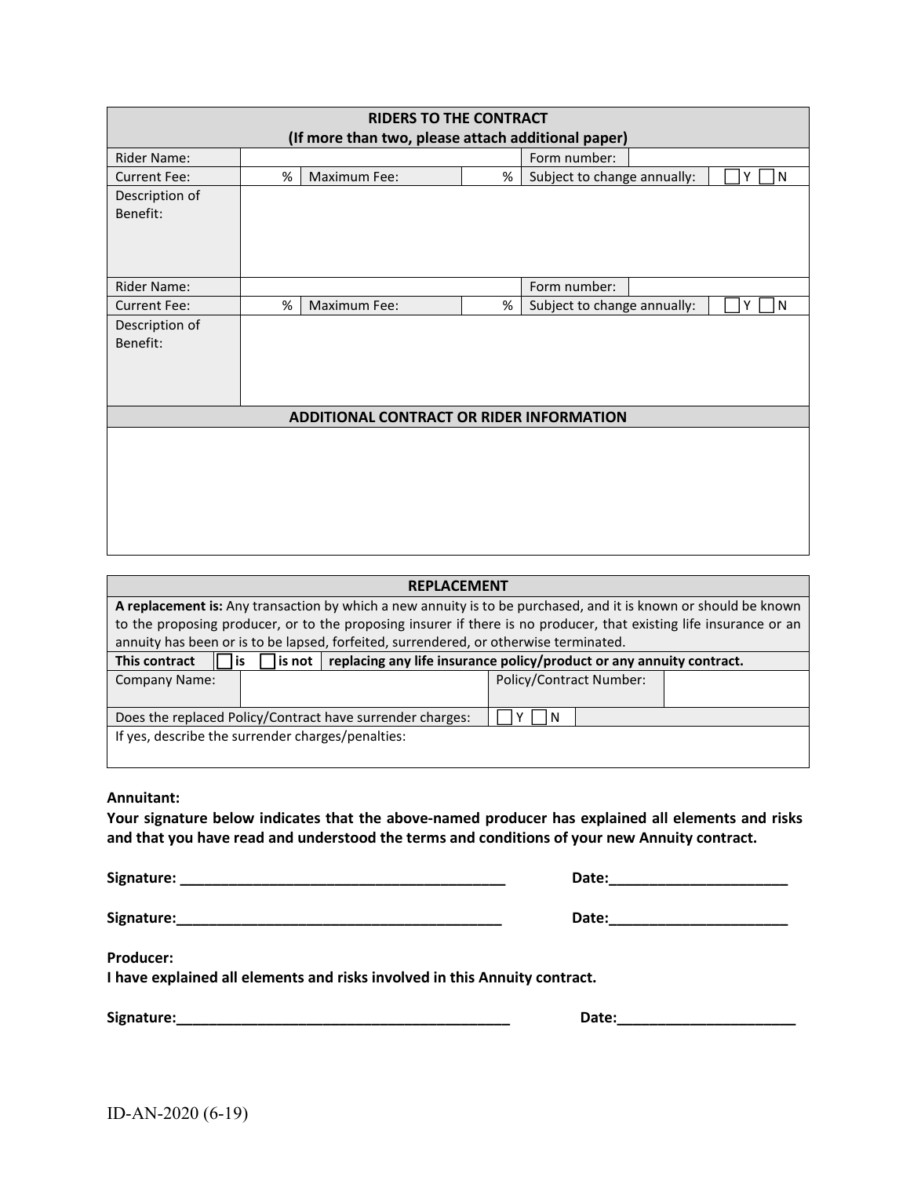| RIDERS TO THE CONTRACT (If more than two, please attach additional paper) | | | | | |
|---|---|---|---|---|---|
| Rider Name: | | | | Form number: | |
| Current Fee: | % | Maximum Fee: | % | Subject to change annually: | ☐ Y ☐ N |
| Description of Benefit: | | | | | |
| Rider Name: | | | | Form number: | |
| Current Fee: | % | Maximum Fee: | % | Subject to change annually: | ☐ Y ☐ N |
| Description of Benefit: | | | | | |

| ADDITIONAL CONTRACT OR RIDER INFORMATION |
|---|
| |

| REPLACEMENT | | | |
|---|---|---|---|
| **A replacement is:** Any transaction by which a new annuity is to be purchased, and it is known or should be known to the proposing producer, or to the proposing insurer if there is no producer, that existing life insurance or an annuity has been or is to be lapsed, forfeited, surrendered, or otherwise terminated. | | | |
| **This contract** ☐ **is** ☐ **is not** **replacing any life insurance policy/product or any annuity contract.** | | | |
| Company Name: | | Policy/Contract Number: | |
| Does the replaced Policy/Contract have surrender charges: | ☐ Y ☐ N | | |
| If yes, describe the surrender charges/penalties: | | | |

**Annuitant:**

**Your signature below indicates that the above-named producer has explained all elements and risks and that you have read and understood the terms and conditions of your new Annuity contract.**

**Signature: \_\_\_\_\_\_\_\_\_\_\_\_\_\_\_\_\_\_\_\_\_\_\_\_\_\_\_\_\_\_\_\_\_\_\_\_\_\_\_\_** **Date:\_\_\_\_\_\_\_\_\_\_\_\_\_\_\_\_\_\_\_\_\_\_**

**Signature:\_\_\_\_\_\_\_\_\_\_\_\_\_\_\_\_\_\_\_\_\_\_\_\_\_\_\_\_\_\_\_\_\_\_\_\_\_\_\_\_** **Date:\_\_\_\_\_\_\_\_\_\_\_\_\_\_\_\_\_\_\_\_\_\_**

**Producer:**

**I have explained all elements and risks involved in this Annuity contract.**

**Signature:\_\_\_\_\_\_\_\_\_\_\_\_\_\_\_\_\_\_\_\_\_\_\_\_\_\_\_\_\_\_\_\_\_\_\_\_\_\_\_\_\_\_** **Date:\_\_\_\_\_\_\_\_\_\_\_\_\_\_\_\_\_\_\_\_\_\_**

ID-AN-2020 (6-19)